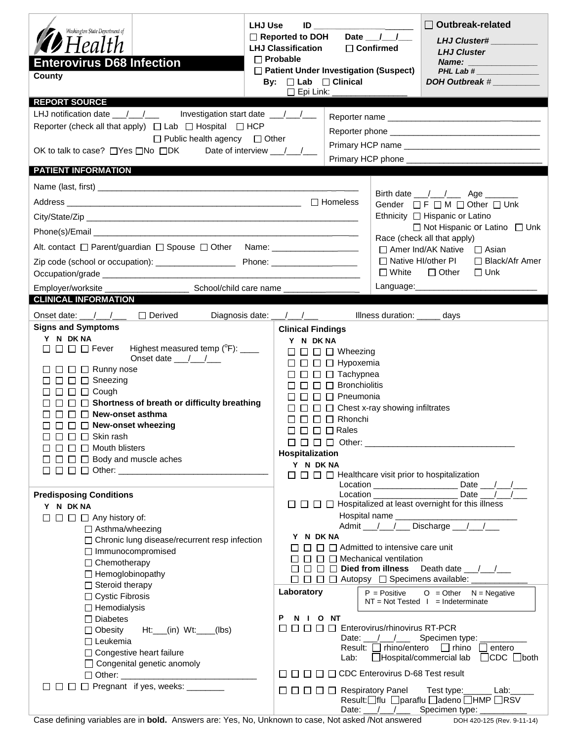Washington State Department of Health

# Enterovirus D68 Infection

County

**LHJ Use** ID ____________________
☐ **Reported to DOH** Date ___/___/___
**LHJ Classification** ☐ **Confirmed**
☐ **Probable**
☐ **Patient Under Investigation (Suspect)**
By: ☐ **Lab** ☐ **Clinical**
☐ Epi Link: ________________

☐ **Outbreak-related**
*LHJ Cluster#* __________
*LHJ Cluster Name:* ______________
*PHL Lab #* ______________
*DOH Outbreak #* __________

## REPORT SOURCE

LHJ notification date ___/___/___ Investigation start date ___/___/___
Reporter (check all that apply) ☐ Lab ☐ Hospital ☐ HCP ☐ Public health agency ☐ Other
OK to talk to case? ☐Yes ☐No ☐DK Date of interview ___/___/___

Reporter name ______________________________
Reporter phone ______________________________
Primary HCP name ______________________________
Primary HCP phone ______________________________

## PATIENT INFORMATION

Name (last, first) ______________________________
Address ______________________________ ☐ Homeless
City/State/Zip ______________________________
Phone(s)/Email ______________________________
Alt. contact ☐ Parent/guardian ☐ Spouse ☐ Other Name: ______________
Zip code (school or occupation): ______________ Phone: ______________
Occupation/grade ______________________________
Employer/worksite ______________ School/child care name ______________

Birth date ___/___/___ Age _______
Gender ☐ F ☐ M ☐ Other ☐ Unk
Ethnicity ☐ Hispanic or Latino ☐ Not Hispanic or Latino ☐ Unk
Race (check all that apply)
☐ Amer Ind/AK Native ☐ Asian
☐ Native HI/other PI ☐ Black/Afr Amer
☐ White ☐ Other ☐ Unk
Language: ______________________

## CLINICAL INFORMATION

Onset date: ___/___/___ ☐ Derived Diagnosis date: ___/___/___ Illness duration: _____ days

### Signs and Symptoms

Y N DK NA
☐ ☐ ☐ ☐ Fever Highest measured temp (°F): ____ Onset date ___/___/___
☐ ☐ ☐ ☐ Runny nose
☐ ☐ ☐ ☐ Sneezing
☐ ☐ ☐ ☐ Cough
☐ ☐ ☐ ☐ **Shortness of breath or difficulty breathing**
☐ ☐ ☐ ☐ **New-onset asthma**
☐ ☐ ☐ ☐ **New-onset wheezing**
☐ ☐ ☐ ☐ Skin rash
☐ ☐ ☐ ☐ Mouth blisters
☐ ☐ ☐ ☐ Body and muscle aches
☐ ☐ ☐ ☐ Other: ______________________________

### Predisposing Conditions

Y N DK NA
☐ ☐ ☐ ☐ Any history of:
- ☐ Asthma/wheezing
- ☐ Chronic lung disease/recurrent resp infection
- ☐ Immunocompromised
- ☐ Chemotherapy
- ☐ Hemoglobinopathy
- ☐ Steroid therapy
- ☐ Cystic Fibrosis
- ☐ Hemodialysis
- ☐ Diabetes
- ☐ Obesity Ht:___(in) Wt:____(lbs)
- ☐ Leukemia
- ☐ Congestive heart failure
- ☐ Congenital genetic anomoly
- ☐ Other: ______________________________

☐ ☐ ☐ ☐ Pregnant if yes, weeks: ________

### Clinical Findings

Y N DK NA
☐ ☐ ☐ ☐ Wheezing
☐ ☐ ☐ ☐ Hypoxemia
☐ ☐ ☐ ☐ Tachypnea
☐ ☐ ☐ ☐ Bronchiolitis
☐ ☐ ☐ ☐ Pneumonia
☐ ☐ ☐ ☐ Chest x-ray showing infiltrates
☐ ☐ ☐ ☐ Rhonchi
☐ ☐ ☐ ☐ Rales
☐ ☐ ☐ ☐ Other: ______________________________

### Hospitalization

Y N DK NA
☐ ☐ ☐ ☐ Healthcare visit prior to hospitalization
Location ________________ Date ___/___/___
Location ________________ Date ___/___/___
☐ ☐ ☐ ☐ Hospitalized at least overnight for this illness
Hospital name ______________________
Admit ___/___/___ Discharge ___/___/___

Y N DK NA
☐ ☐ ☐ ☐ Admitted to intensive care unit
☐ ☐ ☐ ☐ Mechanical ventilation
☐ ☐ ☐ ☐ **Died from illness** Death date ___/___/___
☐ ☐ ☐ ☐ Autopsy ☐ Specimens available: ___________

### Laboratory

P = Positive O = Other N = Negative
NT = Not Tested I = Indeterminate

P N I O NT
☐ ☐ ☐ ☐ ☐ Enterovirus/rhinovirus RT-PCR
Date: ___/___/___ Specimen type: __________
Result: ☐ rhino/entero ☐ rhino ☐ entero
Lab: ☐Hospital/commercial lab ☐CDC ☐both

☐ ☐ ☐ ☐ ☐ CDC Enterovirus D-68 Test result

☐ ☐ ☐ ☐ ☐ Respiratory Panel Test type:______ Lab:_____
Result: ☐flu ☐paraflu ☐adeno ☐HMP ☐RSV
Date: ___/___/___ Specimen type: __________

Case defining variables are in **bold**. Answers are: Yes, No, Unknown to case, Not asked /Not answered

DOH 420-125 (Rev. 9-11-14)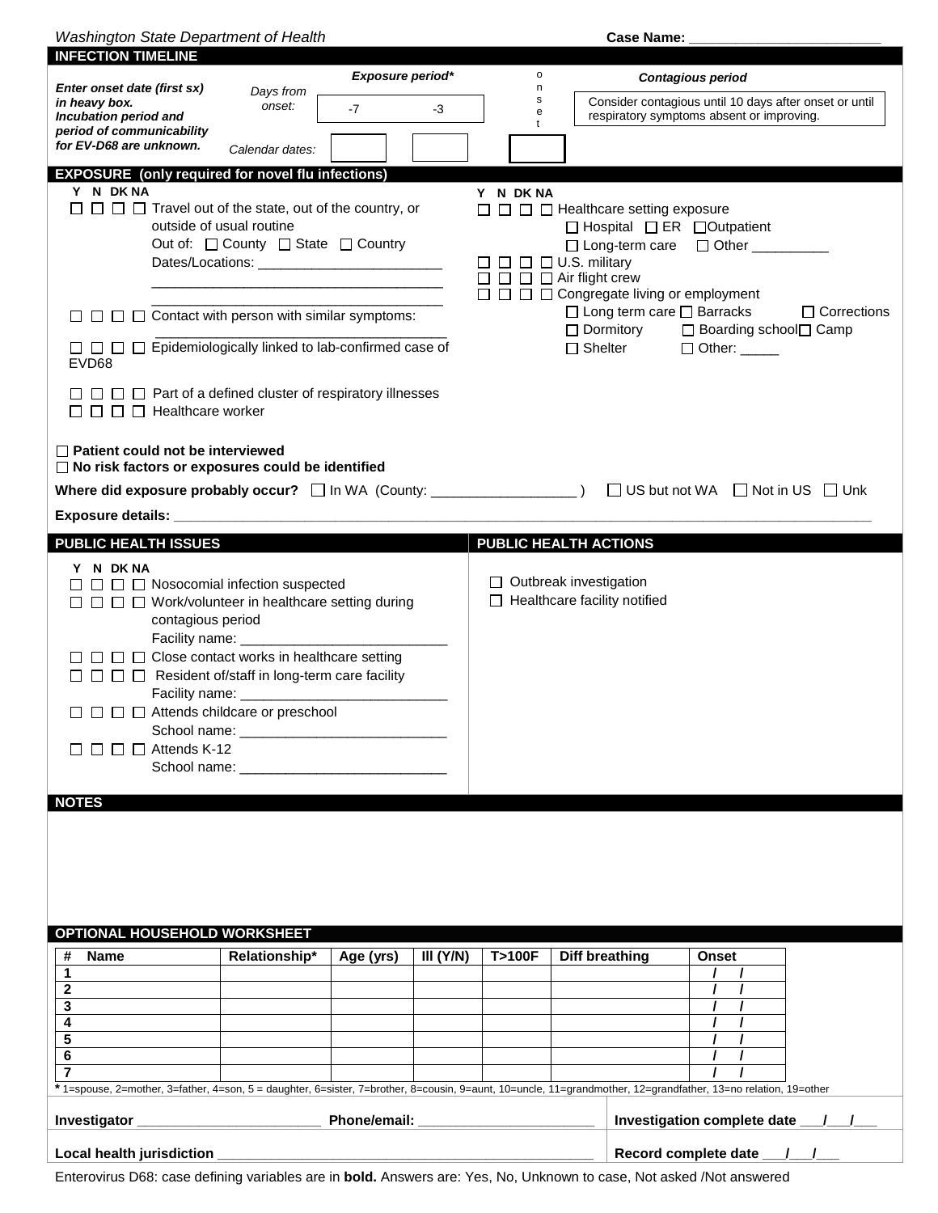Washington State Department of Health **Case Name: ________________________**

## INFECTION TIMELINE

***Enter onset date (first sx) in heavy box. Incubation period and period of communicability for EV-D68 are unknown.***

| | Exposure period* | | onset | Contagious period |
|---|---|---|---|---|
| *Days from onset:* | -7 | -3 | | Consider contagious until 10 days after onset or until respiratory symptoms absent or improving. |
| *Calendar dates:* | | | | |

## EXPOSURE (only required for novel flu infections)

**Y N DK NA**

☐ ☐ ☐ ☐ Travel out of the state, out of the country, or outside of usual routine
Out of: ☐ County ☐ State ☐ Country
Dates/Locations: ________________________
______________________________________
______________________________________

☐ ☐ ☐ ☐ Contact with person with similar symptoms:
______________________________________

☐ ☐ ☐ ☐ Epidemiologically linked to lab-confirmed case of EVD68

☐ ☐ ☐ ☐ Part of a defined cluster of respiratory illnesses

☐ ☐ ☐ ☐ Healthcare worker

**Y N DK NA**

☐ ☐ ☐ ☐ Healthcare setting exposure
☐ Hospital ☐ ER ☐ Outpatient
☐ Long-term care ☐ Other __________

☐ ☐ ☐ ☐ U.S. military

☐ ☐ ☐ ☐ Air flight crew

☐ ☐ ☐ ☐ Congregate living or employment
☐ Long term care ☐ Barracks ☐ Corrections
☐ Dormitory ☐ Boarding school ☐ Camp
☐ Shelter ☐ Other: _____

☐ **Patient could not be interviewed**
☐ **No risk factors or exposures could be identified**

**Where did exposure probably occur?** ☐ In WA (County: ___________________ ) ☐ US but not WA ☐ Not in US ☐ Unk

**Exposure details:** ____________________________________________________________________________

## PUBLIC HEALTH ISSUES

**Y N DK NA**

☐ ☐ ☐ ☐ Nosocomial infection suspected

☐ ☐ ☐ ☐ Work/volunteer in healthcare setting during contagious period
Facility name: ___________________________

☐ ☐ ☐ ☐ Close contact works in healthcare setting

☐ ☐ ☐ ☐ Resident of/staff in long-term care facility
Facility name: ___________________________

☐ ☐ ☐ ☐ Attends childcare or preschool
School name: ___________________________

☐ ☐ ☐ ☐ Attends K-12
School name: ___________________________

## PUBLIC HEALTH ACTIONS

☐ Outbreak investigation
☐ Healthcare facility notified

## NOTES

## OPTIONAL HOUSEHOLD WORKSHEET

| # Name | Relationship* | Age (yrs) | Ill (Y/N) | T>100F | Diff breathing | Onset |
|---|---|---|---|---|---|---|
| 1 | | | | | | / / |
| 2 | | | | | | / / |
| 3 | | | | | | / / |
| 4 | | | | | | / / |
| 5 | | | | | | / / |
| 6 | | | | | | / / |
| 7 | | | | | | / / |

\* 1=spouse, 2=mother, 3=father, 4=son, 5 = daughter, 6=sister, 7=brother, 8=cousin, 9=aunt, 10=uncle, 11=grandmother, 12=grandfather, 13=no relation, 19=other

**Investigator** ________________________ **Phone/email:** ________________________ **Investigation complete date** ___/___/___

**Local health jurisdiction** ________________________________________________ **Record complete date** ___/___/___

Enterovirus D68: case defining variables are in **bold.** Answers are: Yes, No, Unknown to case, Not asked /Not answered